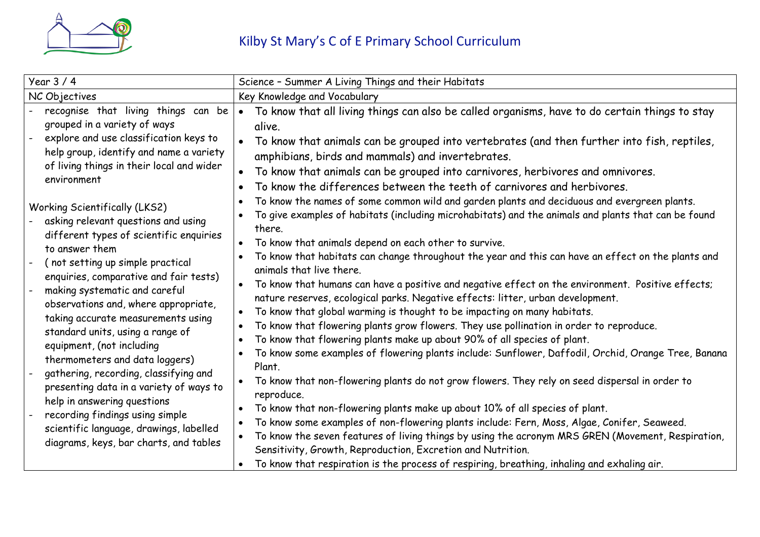# Kilby St Mary's C of E Primary School Curriculum

| Year 3 / 4 | Science – Summer A Living Things and their Habitats |
|---|---|
| NC Objectives | Key Knowledge and Vocabulary |
| - recognise that living things can be grouped in a variety of ways<br>- explore and use classification keys to help group, identify and name a variety of living things in their local and wider environment<br><br>Working Scientifically (LKS2)<br>- asking relevant questions and using different types of scientific enquiries to answer them<br>- ( not setting up simple practical enquiries, comparative and fair tests)<br>- making systematic and careful observations and, where appropriate, taking accurate measurements using standard units, using a range of equipment, (not including thermometers and data loggers)<br>- gathering, recording, classifying and presenting data in a variety of ways to help in answering questions<br>- recording findings using simple scientific language, drawings, labelled diagrams, keys, bar charts, and tables | • To know that all living things can also be called organisms, have to do certain things to stay alive.<br>• To know that animals can be grouped into vertebrates (and then further into fish, reptiles, amphibians, birds and mammals) and invertebrates.<br>• To know that animals can be grouped into carnivores, herbivores and omnivores.<br>• To know the differences between the teeth of carnivores and herbivores.<br>• To know the names of some common wild and garden plants and deciduous and evergreen plants.<br>• To give examples of habitats (including microhabitats) and the animals and plants that can be found there.<br>• To know that animals depend on each other to survive.<br>• To know that habitats can change throughout the year and this can have an effect on the plants and animals that live there.<br>• To know that humans can have a positive and negative effect on the environment. Positive effects; nature reserves, ecological parks. Negative effects: litter, urban development.<br>• To know that global warming is thought to be impacting on many habitats.<br>• To know that flowering plants grow flowers. They use pollination in order to reproduce.<br>• To know that flowering plants make up about 90% of all species of plant.<br>• To know some examples of flowering plants include: Sunflower, Daffodil, Orchid, Orange Tree, Banana Plant.<br>• To know that non-flowering plants do not grow flowers. They rely on seed dispersal in order to reproduce.<br>• To know that non-flowering plants make up about 10% of all species of plant.<br>• To know some examples of non-flowering plants include: Fern, Moss, Algae, Conifer, Seaweed.<br>• To know the seven features of living things by using the acronym MRS GREN (Movement, Respiration, Sensitivity, Growth, Reproduction, Excretion and Nutrition.<br>• To know that respiration is the process of respiring, breathing, inhaling and exhaling air. |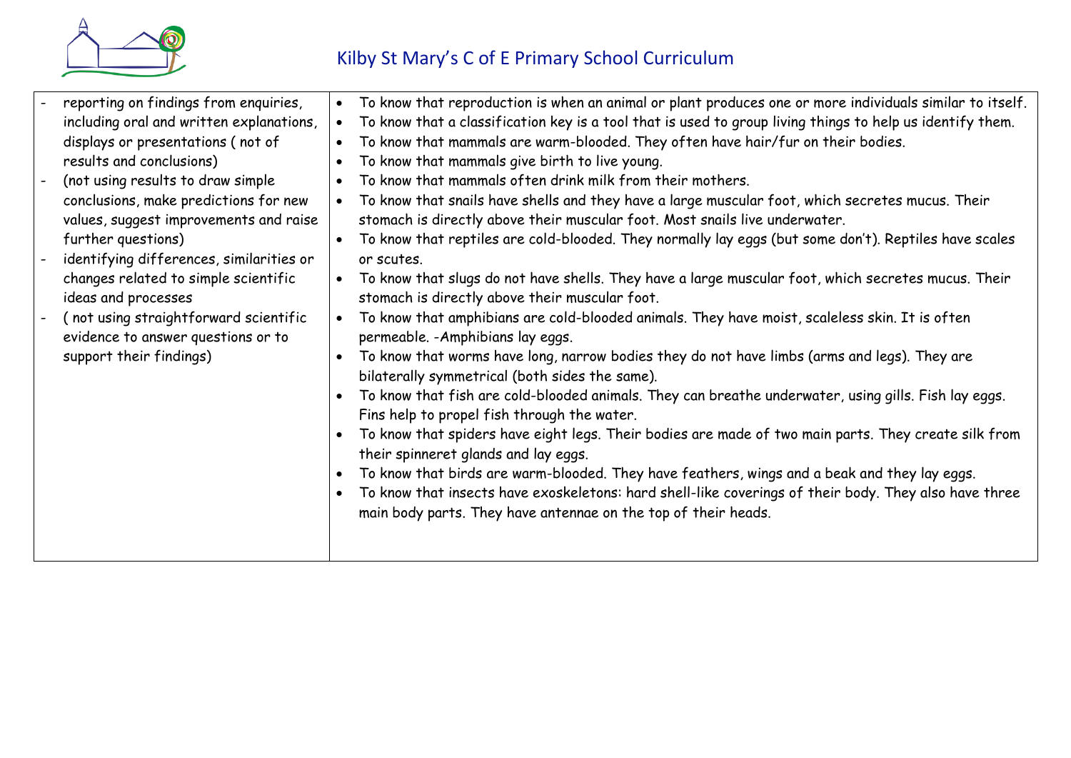| | |
|---|---|
| - reporting on findings from enquiries, including oral and written explanations, displays or presentations ( not of results and conclusions)<br>- (not using results to draw simple conclusions, make predictions for new values, suggest improvements and raise further questions)<br>- identifying differences, similarities or changes related to simple scientific ideas and processes<br>- ( not using straightforward scientific evidence to answer questions or to support their findings) | • To know that reproduction is when an animal or plant produces one or more individuals similar to itself.<br>• To know that a classification key is a tool that is used to group living things to help us identify them.<br>• To know that mammals are warm-blooded. They often have hair/fur on their bodies.<br>• To know that mammals give birth to live young.<br>• To know that mammals often drink milk from their mothers.<br>• To know that snails have shells and they have a large muscular foot, which secretes mucus. Their stomach is directly above their muscular foot. Most snails live underwater.<br>• To know that reptiles are cold-blooded. They normally lay eggs (but some don't). Reptiles have scales or scutes.<br>• To know that slugs do not have shells. They have a large muscular foot, which secretes mucus. Their stomach is directly above their muscular foot.<br>• To know that amphibians are cold-blooded animals. They have moist, scaleless skin. It is often permeable. -Amphibians lay eggs.<br>• To know that worms have long, narrow bodies they do not have limbs (arms and legs). They are bilaterally symmetrical (both sides the same).<br>• To know that fish are cold-blooded animals. They can breathe underwater, using gills. Fish lay eggs. Fins help to propel fish through the water.<br>• To know that spiders have eight legs. Their bodies are made of two main parts. They create silk from their spinneret glands and lay eggs.<br>• To know that birds are warm-blooded. They have feathers, wings and a beak and they lay eggs.<br>• To know that insects have exoskeletons: hard shell-like coverings of their body. They also have three main body parts. They have antennae on the top of their heads. |